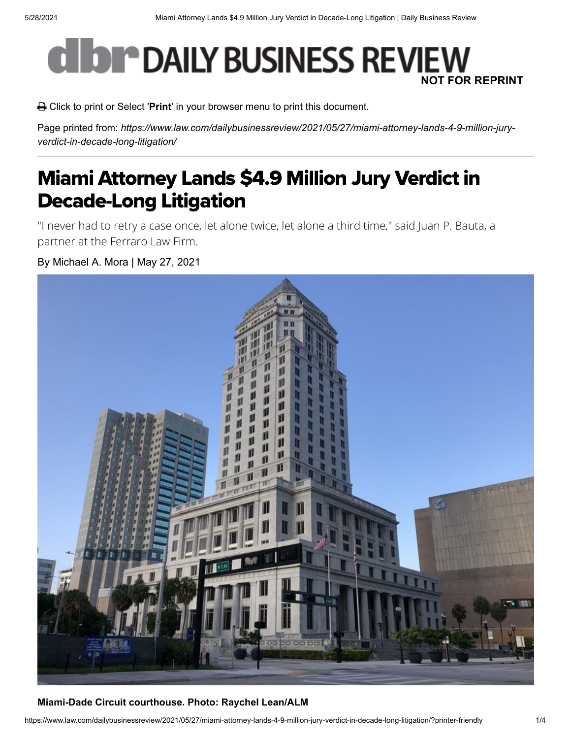# Miami Attorney Lands $4.9 Million Jury Verdict in Decade-Long Litigation

"I never had to retry a case once, let alone twice, let alone a third time," said Juan P. Bauta, a partner at the Ferraro Law Firm.

By Michael A. Mora | May 27, 2021

**Miami-Dade Circuit courthouse. Photo: Raychel Lean/ALM**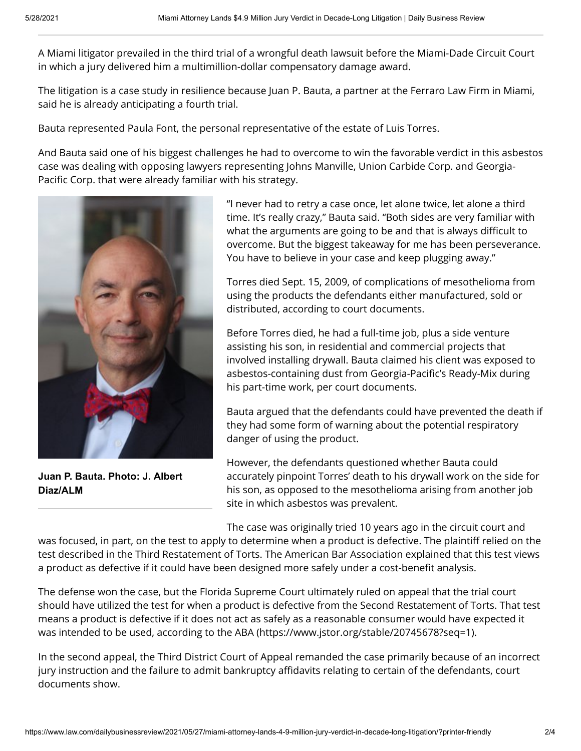A Miami litigator prevailed in the third trial of a wrongful death lawsuit before the Miami-Dade Circuit Court in which a jury delivered him a multimillion-dollar compensatory damage award.

The litigation is a case study in resilience because Juan P. Bauta, a partner at the Ferraro Law Firm in Miami, said he is already anticipating a fourth trial.

Bauta represented Paula Font, the personal representative of the estate of Luis Torres.

And Bauta said one of his biggest challenges he had to overcome to win the favorable verdict in this asbestos case was dealing with opposing lawyers representing Johns Manville, Union Carbide Corp. and Georgia-Pacific Corp. that were already familiar with his strategy.

**Juan P. Bauta. Photo: J. Albert Diaz/ALM**

"I never had to retry a case once, let alone twice, let alone a third time. It's really crazy," Bauta said. "Both sides are very familiar with what the arguments are going to be and that is always difficult to overcome. But the biggest takeaway for me has been perseverance. You have to believe in your case and keep plugging away."

Torres died Sept. 15, 2009, of complications of mesothelioma from using the products the defendants either manufactured, sold or distributed, according to court documents.

Before Torres died, he had a full-time job, plus a side venture assisting his son, in residential and commercial projects that involved installing drywall. Bauta claimed his client was exposed to asbestos-containing dust from Georgia-Pacific's Ready-Mix during his part-time work, per court documents.

Bauta argued that the defendants could have prevented the death if they had some form of warning about the potential respiratory danger of using the product.

However, the defendants questioned whether Bauta could accurately pinpoint Torres' death to his drywall work on the side for his son, as opposed to the mesothelioma arising from another job site in which asbestos was prevalent.

The case was originally tried 10 years ago in the circuit court and was focused, in part, on the test to apply to determine when a product is defective. The plaintiff relied on the test described in the Third Restatement of Torts. The American Bar Association explained that this test views a product as defective if it could have been designed more safely under a cost-benefit analysis.

The defense won the case, but the Florida Supreme Court ultimately ruled on appeal that the trial court should have utilized the test for when a product is defective from the Second Restatement of Torts. That test means a product is defective if it does not act as safely as a reasonable consumer would have expected it was intended to be used, according to the ABA (https://www.jstor.org/stable/20745678?seq=1).

In the second appeal, the Third District Court of Appeal remanded the case primarily because of an incorrect jury instruction and the failure to admit bankruptcy affidavits relating to certain of the defendants, court documents show.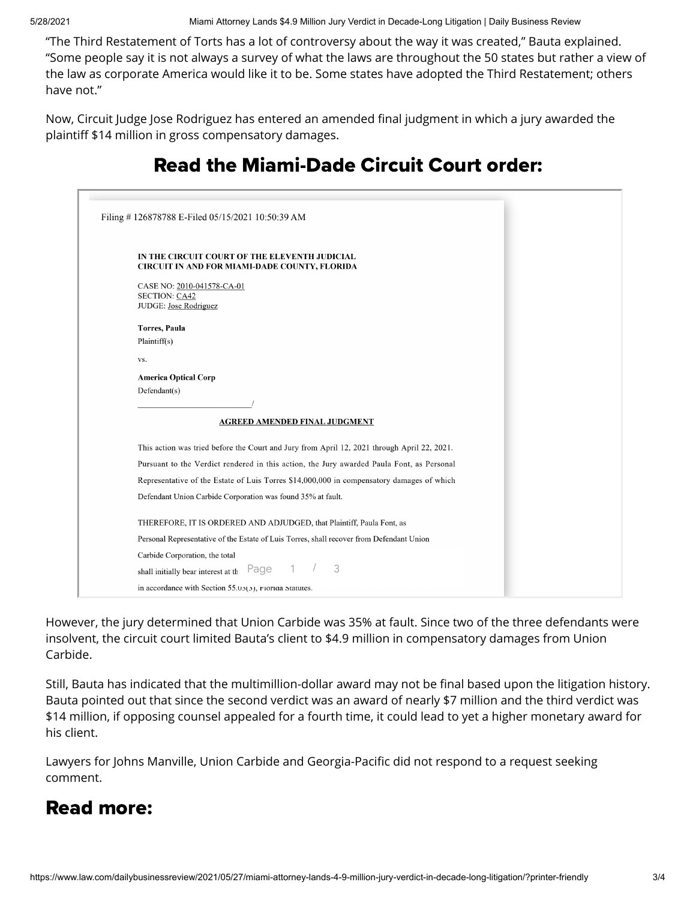"The Third Restatement of Torts has a lot of controversy about the way it was created," Bauta explained. "Some people say it is not always a survey of what the laws are throughout the 50 states but rather a view of the law as corporate America would like it to be. Some states have adopted the Third Restatement; others have not."

Now, Circuit Judge Jose Rodriguez has entered an amended final judgment in which a jury awarded the plaintiff $14 million in gross compensatory damages.

## Read the Miami-Dade Circuit Court order:

Filing # 126878788 E-Filed 05/15/2021 10:50:39 AM

**IN THE CIRCUIT COURT OF THE ELEVENTH JUDICIAL CIRCUIT IN AND FOR MIAMI-DADE COUNTY, FLORIDA**

CASE NO: 2010-041578-CA-01
SECTION: CA42
JUDGE: Jose Rodriguez

**Torres, Paula**
Plaintiff(s)

vs.

**America Optical Corp**
Defendant(s)

**AGREED AMENDED FINAL JUDGMENT**

This action was tried before the Court and Jury from April 12, 2021 through April 22, 2021. Pursuant to the Verdict rendered in this action, the Jury awarded Paula Font, as Personal Representative of the Estate of Luis Torres $14,000,000 in compensatory damages of which Defendant Union Carbide Corporation was found 35% at fault.

THEREFORE, IT IS ORDERED AND ADJUDGED, that Plaintiff, Paula Font, as Personal Representative of the Estate of Luis Torres, shall recover from Defendant Union Carbide Corporation, the total

shall initially bear interest at th

in accordance with Section 55.03(3), Florida Statutes.

However, the jury determined that Union Carbide was 35% at fault. Since two of the three defendants were insolvent, the circuit court limited Bauta's client to $4.9 million in compensatory damages from Union Carbide.

Still, Bauta has indicated that the multimillion-dollar award may not be final based upon the litigation history. Bauta pointed out that since the second verdict was an award of nearly $7 million and the third verdict was $14 million, if opposing counsel appealed for a fourth time, it could lead to yet a higher monetary award for his client.

Lawyers for Johns Manville, Union Carbide and Georgia-Pacific did not respond to a request seeking comment.

## Read more: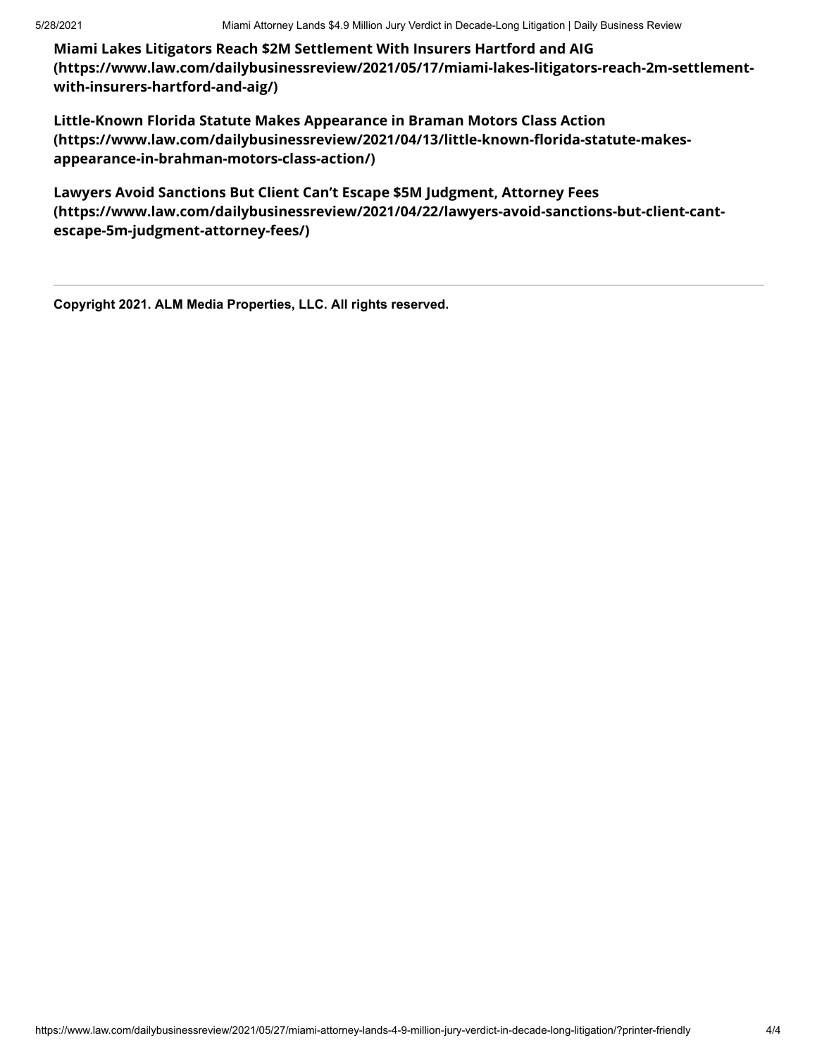**Miami Lakes Litigators Reach $2M Settlement With Insurers Hartford and AIG (https://www.law.com/dailybusinessreview/2021/05/17/miami-lakes-litigators-reach-2m-settlement-with-insurers-hartford-and-aig/)**

**Little-Known Florida Statute Makes Appearance in Braman Motors Class Action (https://www.law.com/dailybusinessreview/2021/04/13/little-known-florida-statute-makes-appearance-in-brahman-motors-class-action/)**

**Lawyers Avoid Sanctions But Client Can't Escape $5M Judgment, Attorney Fees (https://www.law.com/dailybusinessreview/2021/04/22/lawyers-avoid-sanctions-but-client-cant-escape-5m-judgment-attorney-fees/)**

---

**Copyright 2021. ALM Media Properties, LLC. All rights reserved.**